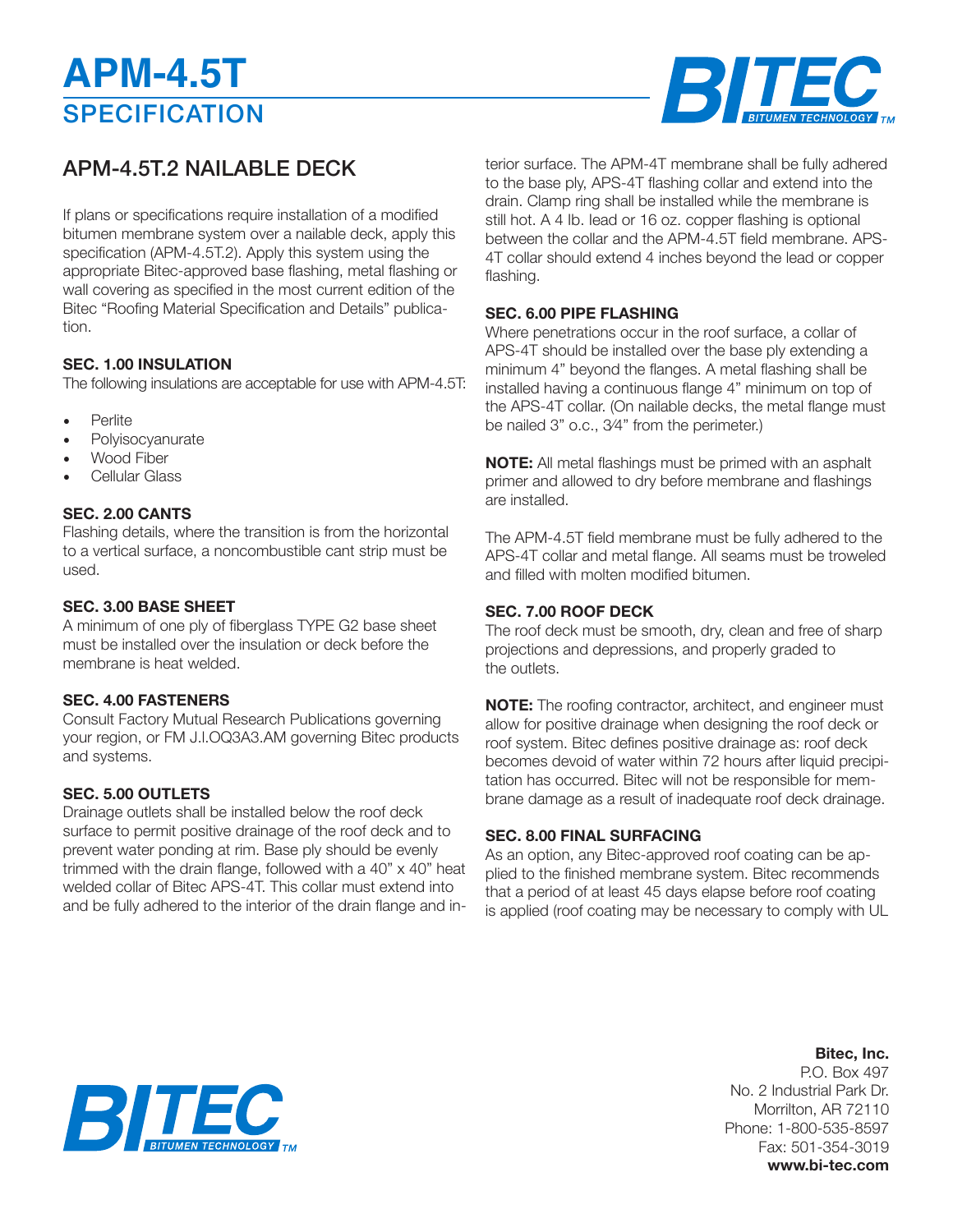# APM-4.5T SPECIFICATION

## APM-4.5T.2 NAILABLE DECK

If plans or specifications require installation of a modified bitumen membrane system over a nailable deck, apply this specification (APM-4.5T.2). Apply this system using the appropriate Bitec-approved base flashing, metal flashing or wall covering as specified in the most current edition of the Bitec "Roofing Material Specification and Details" publication.

### SEC. 1.00 INSULATION

The following insulations are acceptable for use with APM-4.5T:

- Perlite
- Polyisocyanurate
- Wood Fiber
- Cellular Glass

### SEC. 2.00 CANTS

Flashing details, where the transition is from the horizontal to a vertical surface, a noncombustible cant strip must be used.

### SEC. 3.00 BASE SHEET

A minimum of one ply of fiberglass TYPE G2 base sheet must be installed over the insulation or deck before the membrane is heat welded.

### SEC. 4.00 FASTENERS

Consult Factory Mutual Research Publications governing your region, or FM J.I.OQ3A3.AM governing Bitec products and systems.

### SEC. 5.00 OUTLETS

Drainage outlets shall be installed below the roof deck surface to permit positive drainage of the roof deck and to prevent water ponding at rim. Base ply should be evenly trimmed with the drain flange, followed with a 40" x 40" heat welded collar of Bitec APS-4T. This collar must extend into and be fully adhered to the interior of the drain flange and interior surface. The APM-4T membrane shall be fully adhered to the base ply, APS-4T flashing collar and extend into the drain. Clamp ring shall be installed while the membrane is still hot. A 4 lb. lead or 16 oz. copper flashing is optional between the collar and the APM-4.5T field membrane. APS-4T collar should extend 4 inches beyond the lead or copper flashing.

### SEC. 6.00 PIPE FLASHING

Where penetrations occur in the roof surface, a collar of APS-4T should be installed over the base ply extending a minimum 4" beyond the flanges. A metal flashing shall be installed having a continuous flange 4" minimum on top of the APS-4T collar. (On nailable decks, the metal flange must be nailed 3" o.c., 3⁄4" from the perimeter.)

**NOTE:** All metal flashings must be primed with an asphalt primer and allowed to dry before membrane and flashings are installed.

The APM-4.5T field membrane must be fully adhered to the APS-4T collar and metal flange. All seams must be troweled and filled with molten modified bitumen.

### SEC. 7.00 ROOF DECK

The roof deck must be smooth, dry, clean and free of sharp projections and depressions, and properly graded to the outlets.

**NOTE:** The roofing contractor, architect, and engineer must allow for positive drainage when designing the roof deck or roof system. Bitec defines positive drainage as: roof deck becomes devoid of water within 72 hours after liquid precipitation has occurred. Bitec will not be responsible for membrane damage as a result of inadequate roof deck drainage.

### SEC. 8.00 FINAL SURFACING

As an option, any Bitec-approved roof coating can be applied to the finished membrane system. Bitec recommends that a period of at least 45 days elapse before roof coating is applied (roof coating may be necessary to comply with UL

**Bitec, Inc.**
P.O. Box 497
No. 2 Industrial Park Dr.
Morrilton, AR 72110
Phone: 1-800-535-8597
Fax: 501-354-3019
**www.bi-tec.com**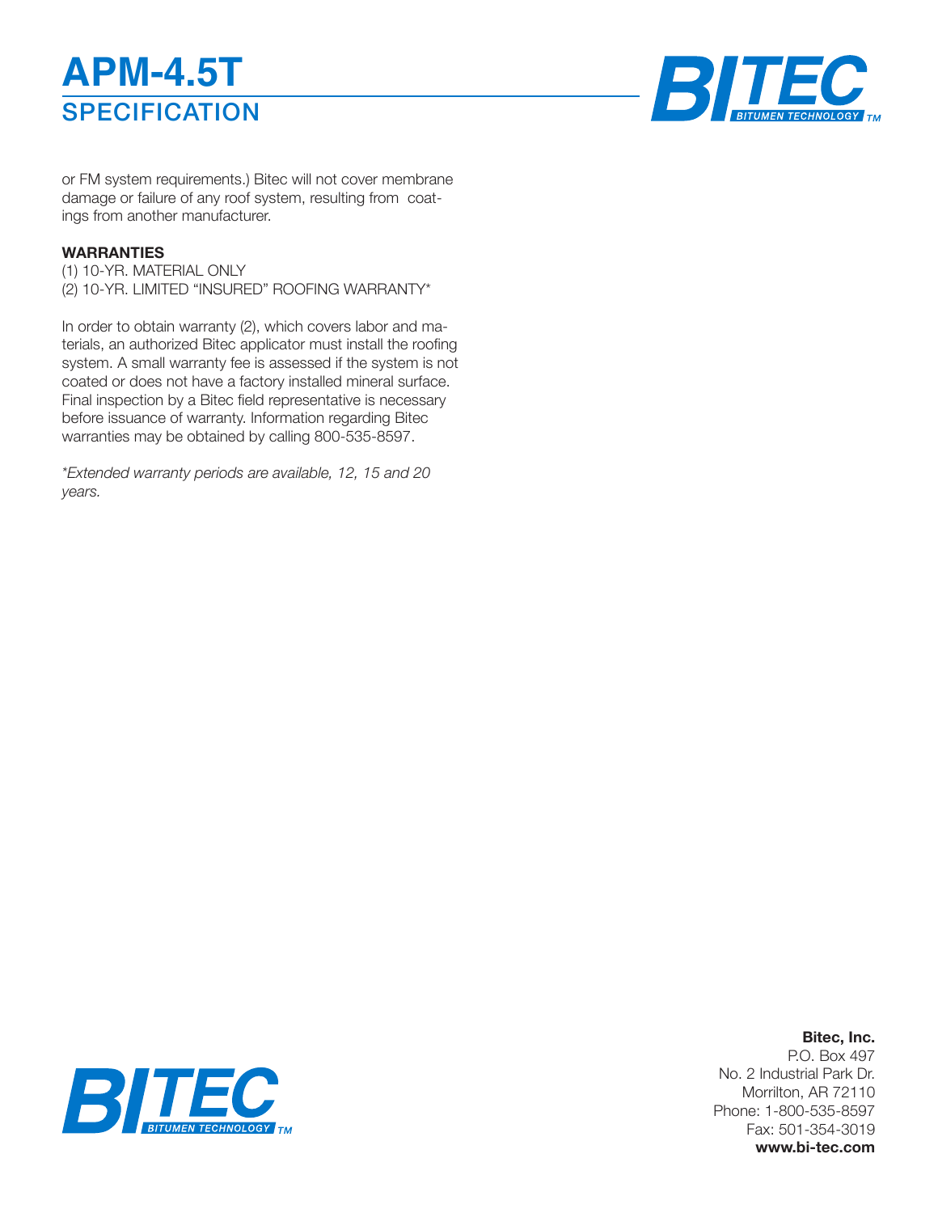or FM system requirements.) Bitec will not cover membrane damage or failure of any roof system, resulting from coatings from another manufacturer.

**WARRANTIES**

(1) 10-YR. MATERIAL ONLY
(2) 10-YR. LIMITED "INSURED" ROOFING WARRANTY*

In order to obtain warranty (2), which covers labor and materials, an authorized Bitec applicator must install the roofing system. A small warranty fee is assessed if the system is not coated or does not have a factory installed mineral surface. Final inspection by a Bitec field representative is necessary before issuance of warranty. Information regarding Bitec warranties may be obtained by calling 800-535-8597.

*\*Extended warranty periods are available, 12, 15 and 20 years.*

**Bitec, Inc.**
P.O. Box 497
No. 2 Industrial Park Dr.
Morrilton, AR 72110
Phone: 1-800-535-8597
Fax: 501-354-3019
**www.bi-tec.com**